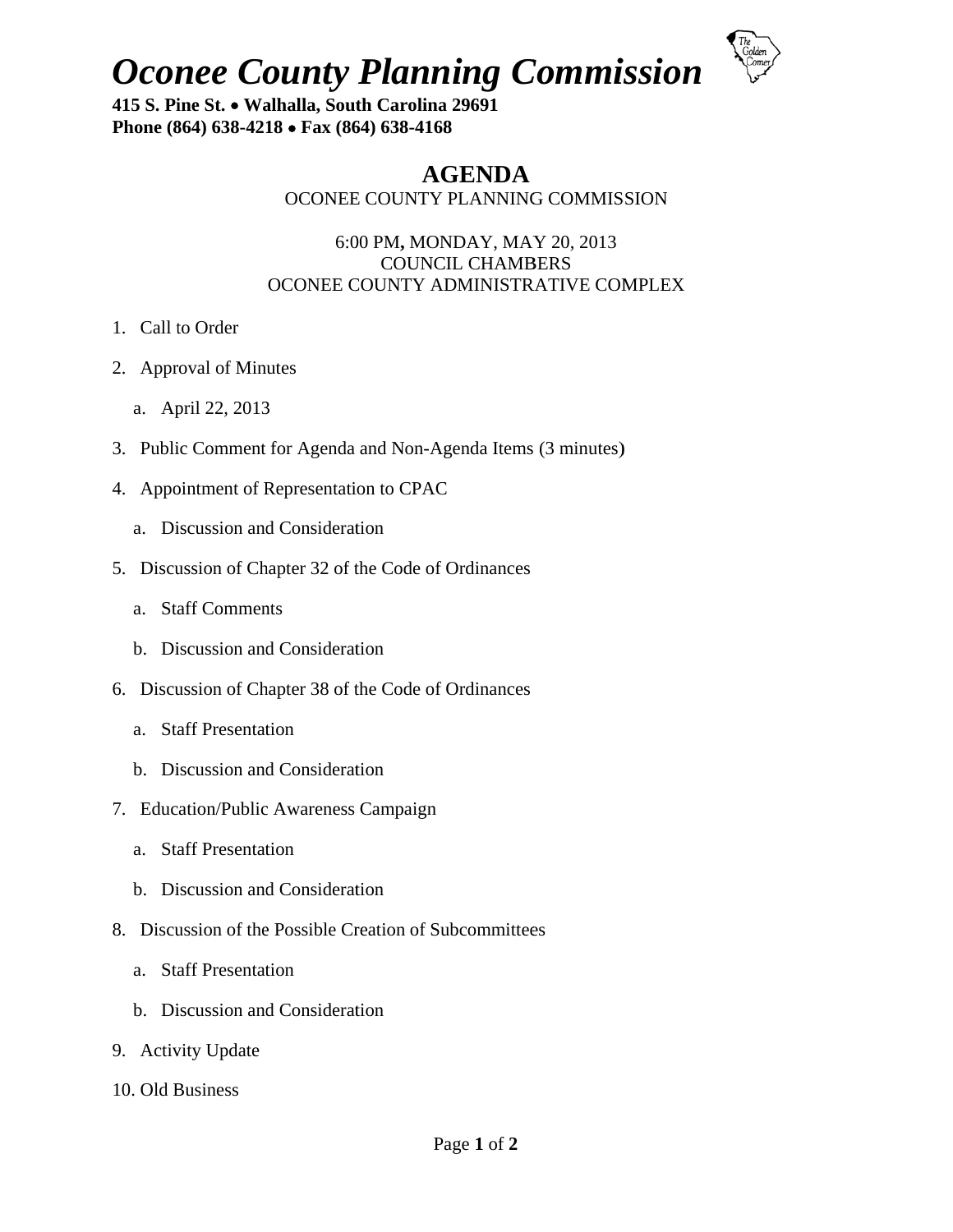# *Oconee County Planning Commission*

**415 S. Pine St. • Walhalla, South Carolina 29691**
**Phone (864) 638-4218 • Fax (864) 638-4168**

## AGENDA

OCONEE COUNTY PLANNING COMMISSION

6:00 PM**,** MONDAY, MAY 20, 2013
COUNCIL CHAMBERS
OCONEE COUNTY ADMINISTRATIVE COMPLEX

1. Call to Order
2. Approval of Minutes
    a. April 22, 2013
3. Public Comment for Agenda and Non-Agenda Items (3 minutes)
4. Appointment of Representation to CPAC
    a. Discussion and Consideration
5. Discussion of Chapter 32 of the Code of Ordinances
    a. Staff Comments
    b. Discussion and Consideration
6. Discussion of Chapter 38 of the Code of Ordinances
    a. Staff Presentation
    b. Discussion and Consideration
7. Education/Public Awareness Campaign
    a. Staff Presentation
    b. Discussion and Consideration
8. Discussion of the Possible Creation of Subcommittees
    a. Staff Presentation
    b. Discussion and Consideration
9. Activity Update
10. Old Business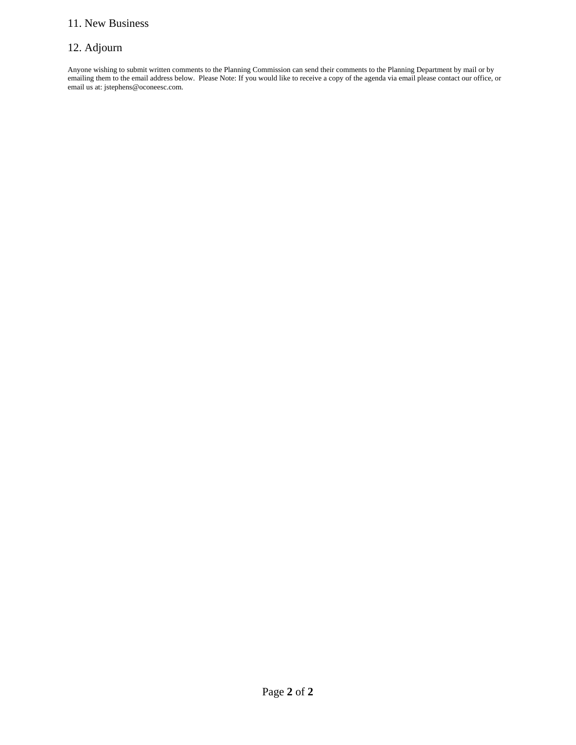11. New Business

12. Adjourn

Anyone wishing to submit written comments to the Planning Commission can send their comments to the Planning Department by mail or by emailing them to the email address below. Please Note: If you would like to receive a copy of the agenda via email please contact our office, or email us at: jstephens@oconeesc.com.